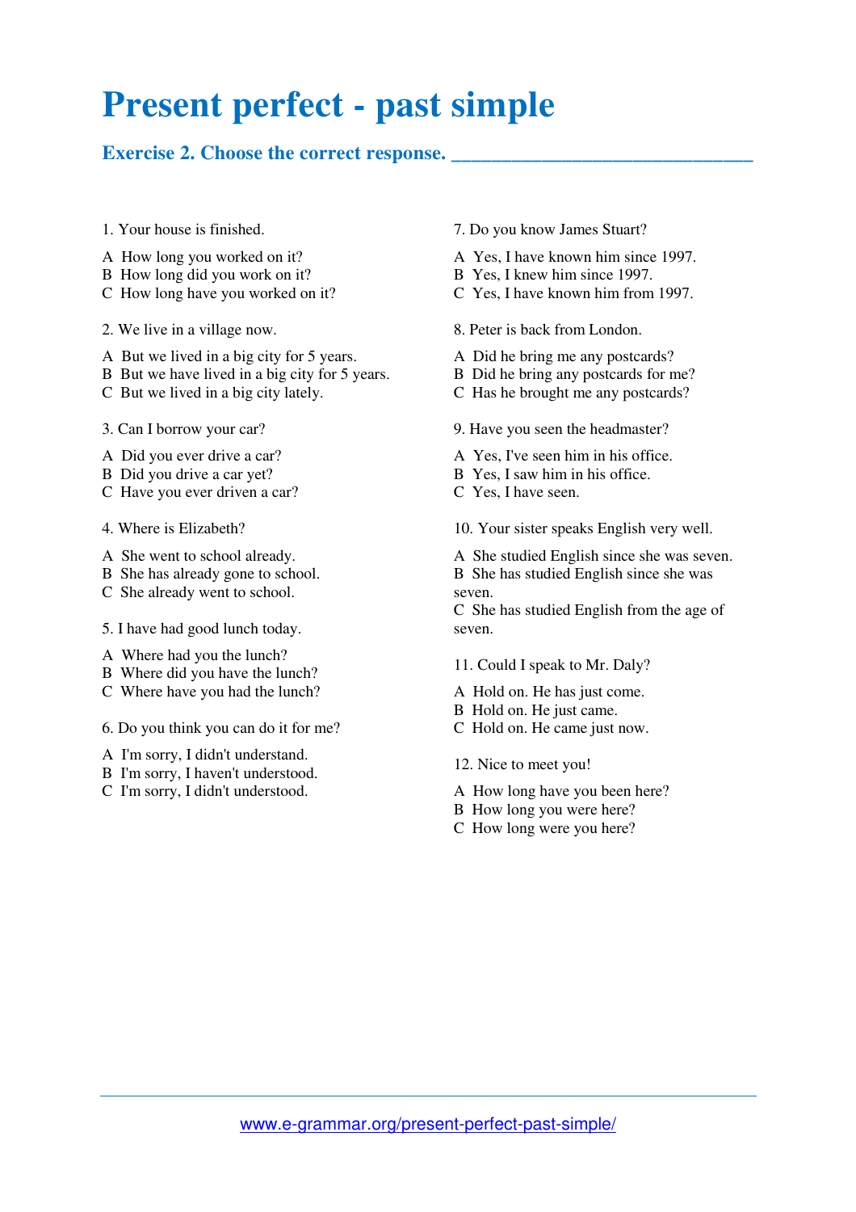# Present perfect - past simple

## Exercise 2. Choose the correct response. ______________________________

1. Your house is finished.

A How long you worked on it?
B How long did you work on it?
C How long have you worked on it?

2. We live in a village now.

A But we lived in a big city for 5 years.
B But we have lived in a big city for 5 years.
C But we lived in a big city lately.

3. Can I borrow your car?

A Did you ever drive a car?
B Did you drive a car yet?
C Have you ever driven a car?

4. Where is Elizabeth?

A She went to school already.
B She has already gone to school.
C She already went to school.

5. I have had good lunch today.

A Where had you the lunch?
B Where did you have the lunch?
C Where have you had the lunch?

6. Do you think you can do it for me?

A I'm sorry, I didn't understand.
B I'm sorry, I haven't understood.
C I'm sorry, I didn't understood.

7. Do you know James Stuart?

A Yes, I have known him since 1997.
B Yes, I knew him since 1997.
C Yes, I have known him from 1997.

8. Peter is back from London.

A Did he bring me any postcards?
B Did he bring any postcards for me?
C Has he brought me any postcards?

9. Have you seen the headmaster?

A Yes, I've seen him in his office.
B Yes, I saw him in his office.
C Yes, I have seen.

10. Your sister speaks English very well.

A She studied English since she was seven.
B She has studied English since she was seven.
C She has studied English from the age of seven.

11. Could I speak to Mr. Daly?

A Hold on. He has just come.
B Hold on. He just came.
C Hold on. He came just now.

12. Nice to meet you!

A How long have you been here?
B How long you were here?
C How long were you here?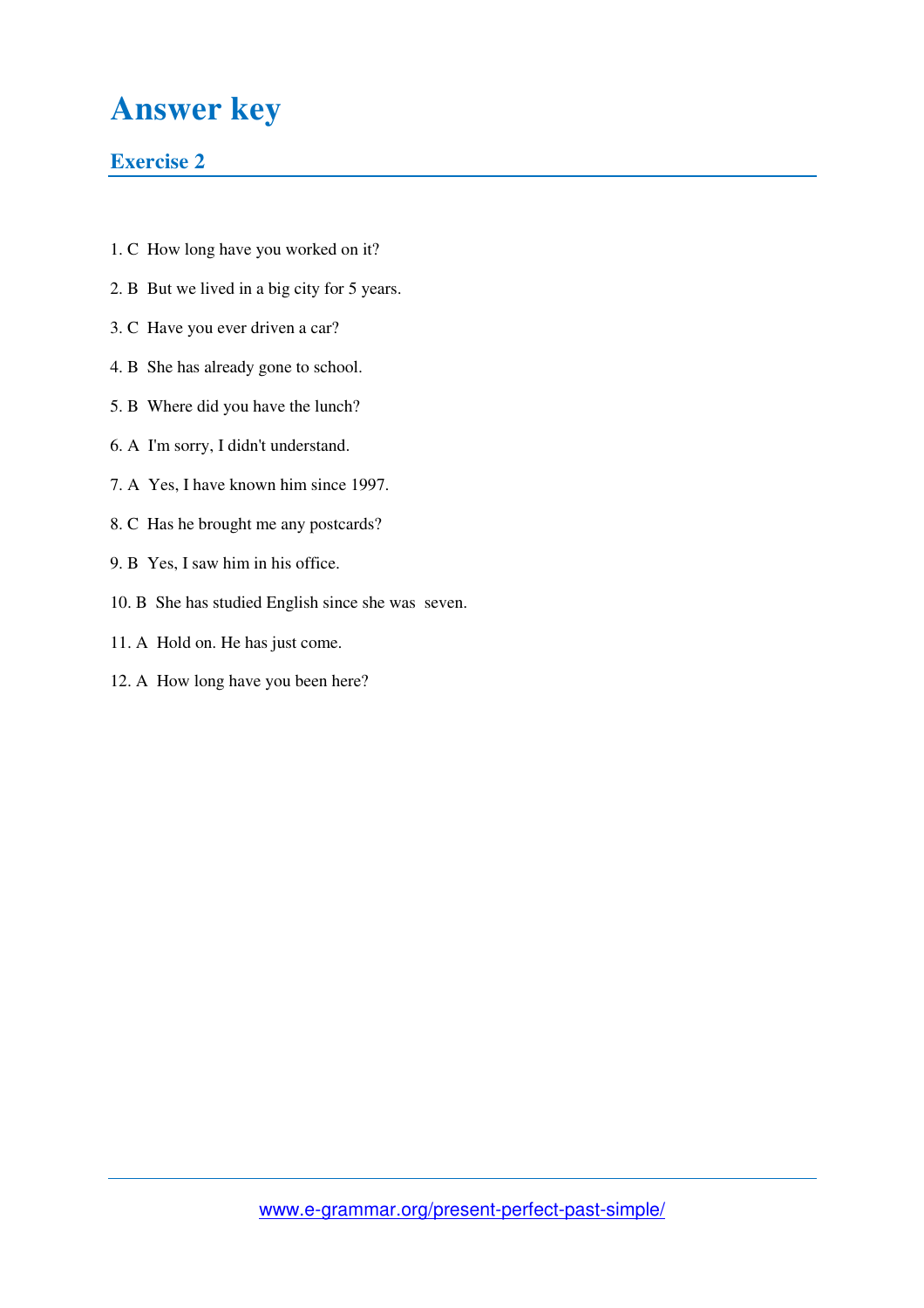# Answer key

## Exercise 2

1. C  How long have you worked on it?

2. B  But we lived in a big city for 5 years.

3. C  Have you ever driven a car?

4. B  She has already gone to school.

5. B  Where did you have the lunch?

6. A  I'm sorry, I didn't understand.

7. A  Yes, I have known him since 1997.

8. C  Has he brought me any postcards?

9. B  Yes, I saw him in his office.

10. B  She has studied English since she was seven.

11. A  Hold on. He has just come.

12. A  How long have you been here?

www.e-grammar.org/present-perfect-past-simple/